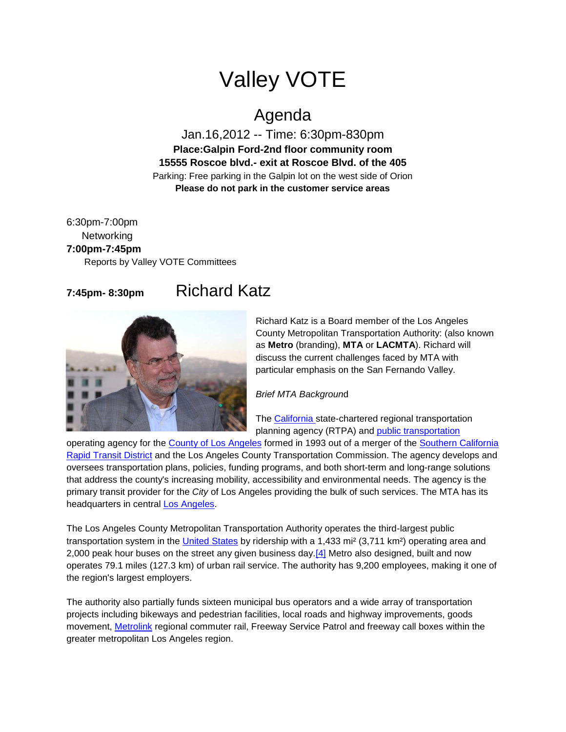# Valley VOTE

## Agenda

Jan.16,2012 -- Time: 6:30pm-830pm

**Place:Galpin Ford-2nd floor community room**

**15555 Roscoe blvd.- exit at Roscoe Blvd. of the 405**

Parking: Free parking in the Galpin lot on the west side of Orion

**Please do not park in the customer service areas**

6:30pm-7:00pm
Networking

**7:00pm-7:45pm**
Reports by Valley VOTE Committees

**7:45pm- 8:30pm** Richard Katz

Richard Katz is a Board member of the Los Angeles County Metropolitan Transportation Authority: (also known as **Metro** (branding), **MTA** or **LACMTA**). Richard will discuss the current challenges faced by MTA with particular emphasis on the San Fernando Valley.

*Brief MTA Backgroun*d

The California state-chartered regional transportation planning agency (RTPA) and public transportation operating agency for the County of Los Angeles formed in 1993 out of a merger of the Southern California Rapid Transit District and the Los Angeles County Transportation Commission. The agency develops and oversees transportation plans, policies, funding programs, and both short-term and long-range solutions that address the county's increasing mobility, accessibility and environmental needs. The agency is the primary transit provider for the *City* of Los Angeles providing the bulk of such services. The MTA has its headquarters in central Los Angeles.

The Los Angeles County Metropolitan Transportation Authority operates the third-largest public transportation system in the United States by ridership with a 1,433 mi² (3,711 km²) operating area and 2,000 peak hour buses on the street any given business day.[4] Metro also designed, built and now operates 79.1 miles (127.3 km) of urban rail service. The authority has 9,200 employees, making it one of the region's largest employers.

The authority also partially funds sixteen municipal bus operators and a wide array of transportation projects including bikeways and pedestrian facilities, local roads and highway improvements, goods movement, Metrolink regional commuter rail, Freeway Service Patrol and freeway call boxes within the greater metropolitan Los Angeles region.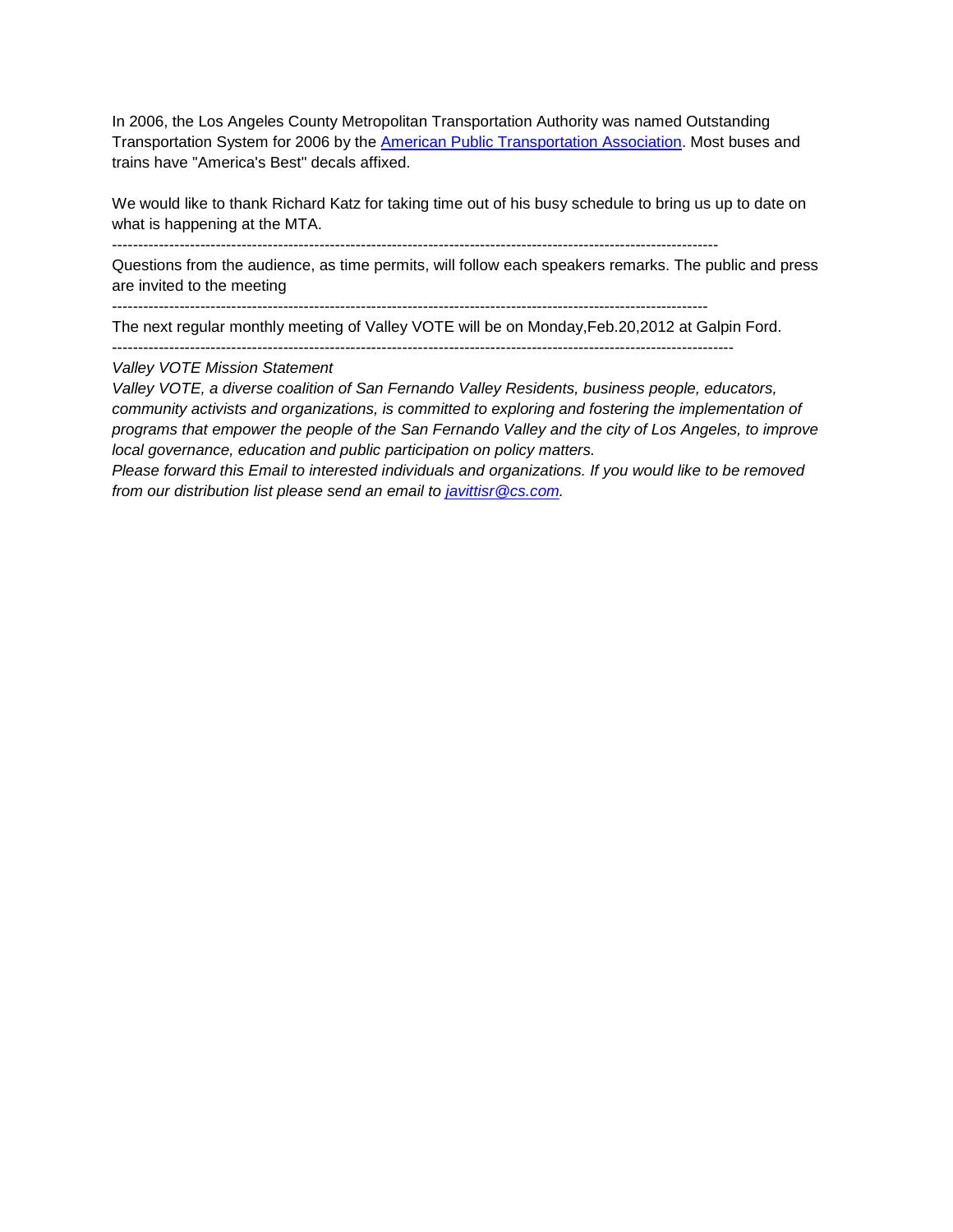In 2006, the Los Angeles County Metropolitan Transportation Authority was named Outstanding Transportation System for 2006 by the [American Public Transportation Association](). Most buses and trains have "America's Best" decals affixed.

We would like to thank Richard Katz for taking time out of his busy schedule to bring us up to date on what is happening at the MTA.

-------------------------------------------------------------------------------------------------------------------

Questions from the audience, as time permits, will follow each speakers remarks. The public and press are invited to the meeting

-----------------------------------------------------------------------------------------------------------------

The next regular monthly meeting of Valley VOTE will be on Monday,Feb.20,2012 at Galpin Ford.

---------------------------------------------------------------------------------------------------------------------

*Valley VOTE Mission Statement*

*Valley VOTE, a diverse coalition of San Fernando Valley Residents, business people, educators, community activists and organizations, is committed to exploring and fostering the implementation of programs that empower the people of the San Fernando Valley and the city of Los Angeles, to improve local governance, education and public participation on policy matters.*

*Please forward this Email to interested individuals and organizations. If you would like to be removed from our distribution list please send an email to [javittisr@cs.com](mailto:javittisr@cs.com).*